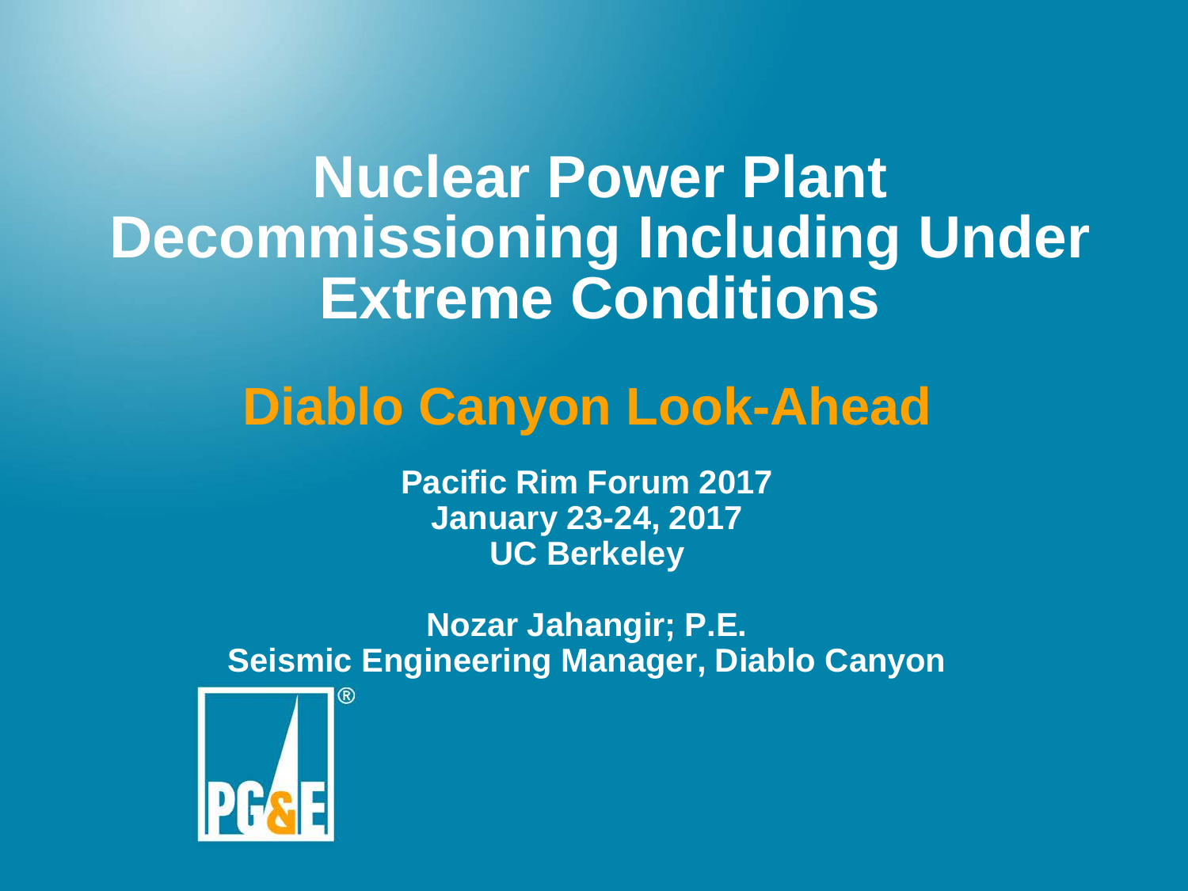# Nuclear Power Plant Decommissioning Including Under Extreme Conditions

## Diablo Canyon Look-Ahead

**Pacific Rim Forum 2017**
**January 23-24, 2017**
**UC Berkeley**

**Nozar Jahangir; P.E.**
**Seismic Engineering Manager, Diablo Canyon**

PG&E®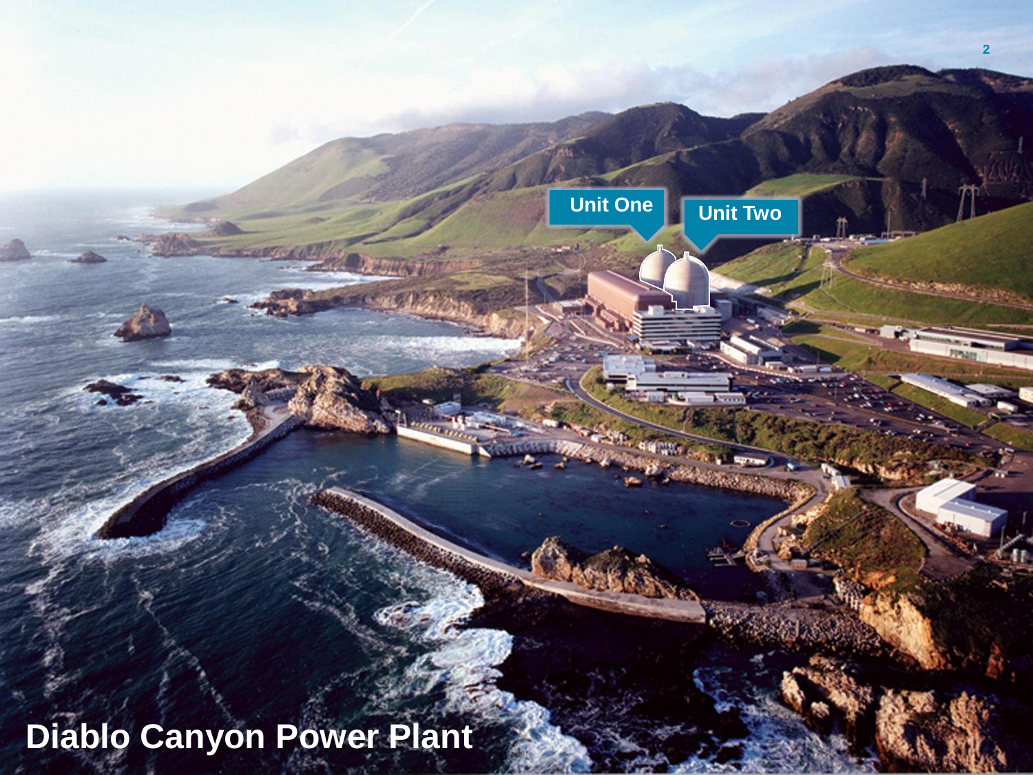# Diablo Canyon Power Plant

Unit One

Unit Two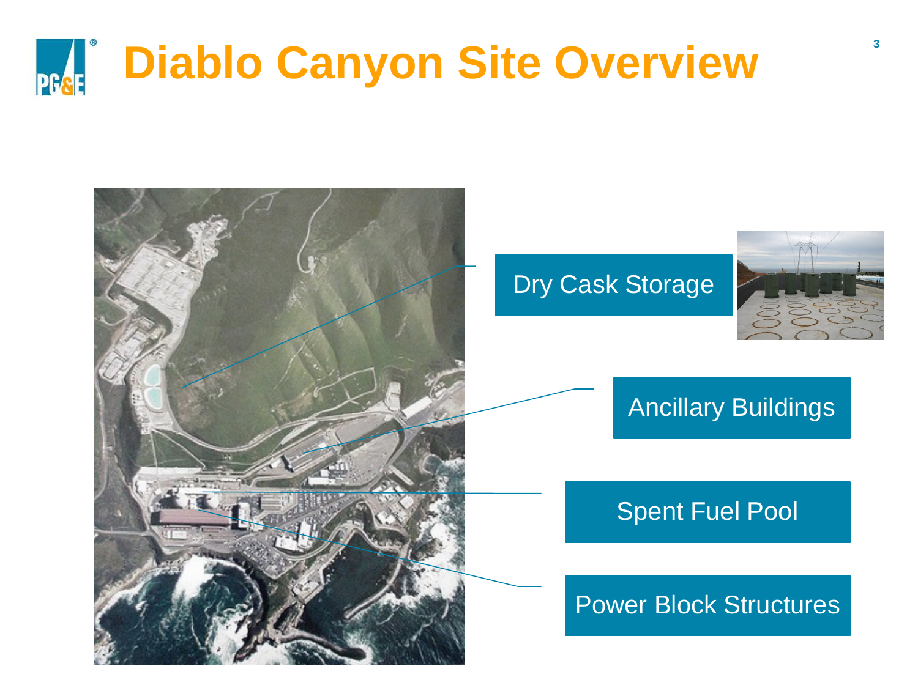# Diablo Canyon Site Overview

- Dry Cask Storage
- Ancillary Buildings
- Spent Fuel Pool
- Power Block Structures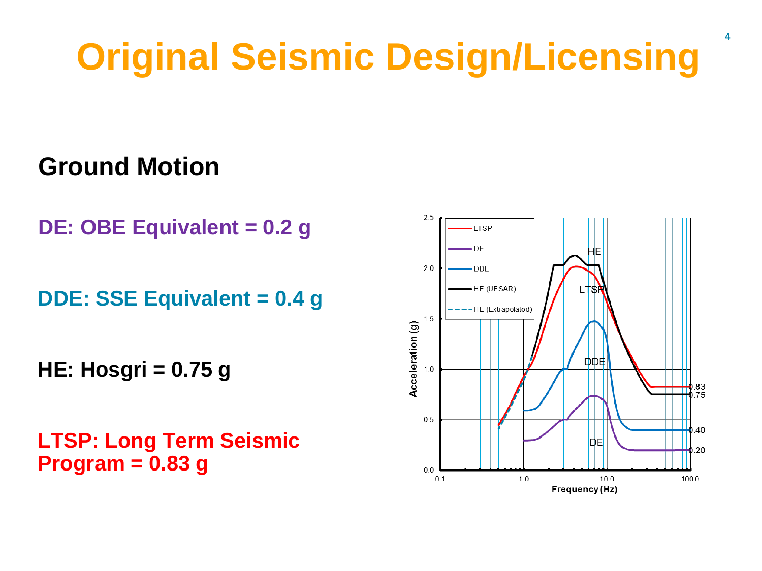# Original Seismic Design/Licensing

## Ground Motion

**DE: OBE Equivalent = 0.2 g**

**DDE: SSE Equivalent = 0.4 g**

**HE: Hosgri = 0.75 g**

**LTSP: Long Term Seismic Program = 0.83 g**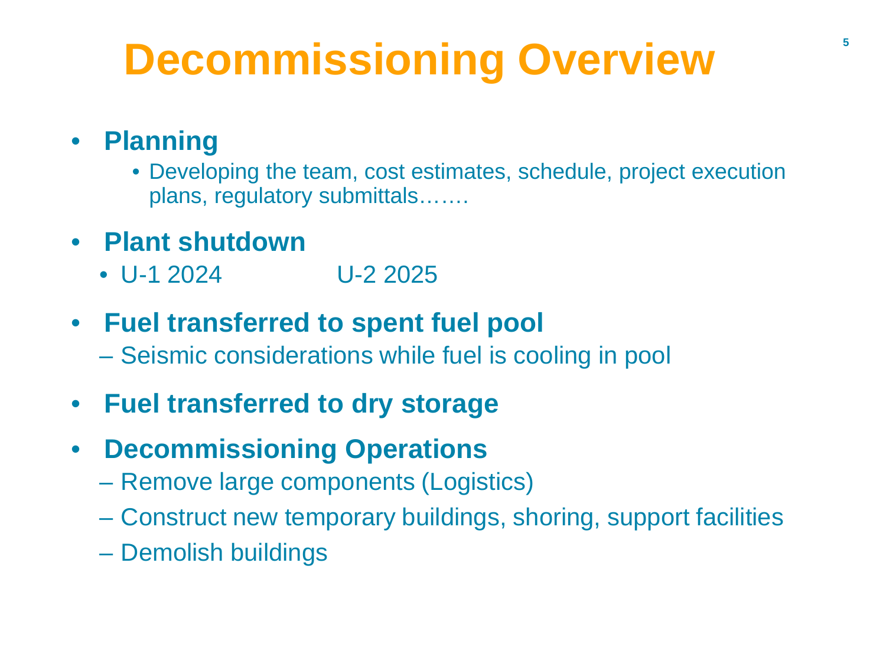# Decommissioning Overview

- **Planning**
  - Developing the team, cost estimates, schedule, project execution plans, regulatory submittals…….
- **Plant shutdown**
  - U-1 2024 U-2 2025
- **Fuel transferred to spent fuel pool**
  - Seismic considerations while fuel is cooling in pool
- **Fuel transferred to dry storage**
- **Decommissioning Operations**
  - Remove large components (Logistics)
  - Construct new temporary buildings, shoring, support facilities
  - Demolish buildings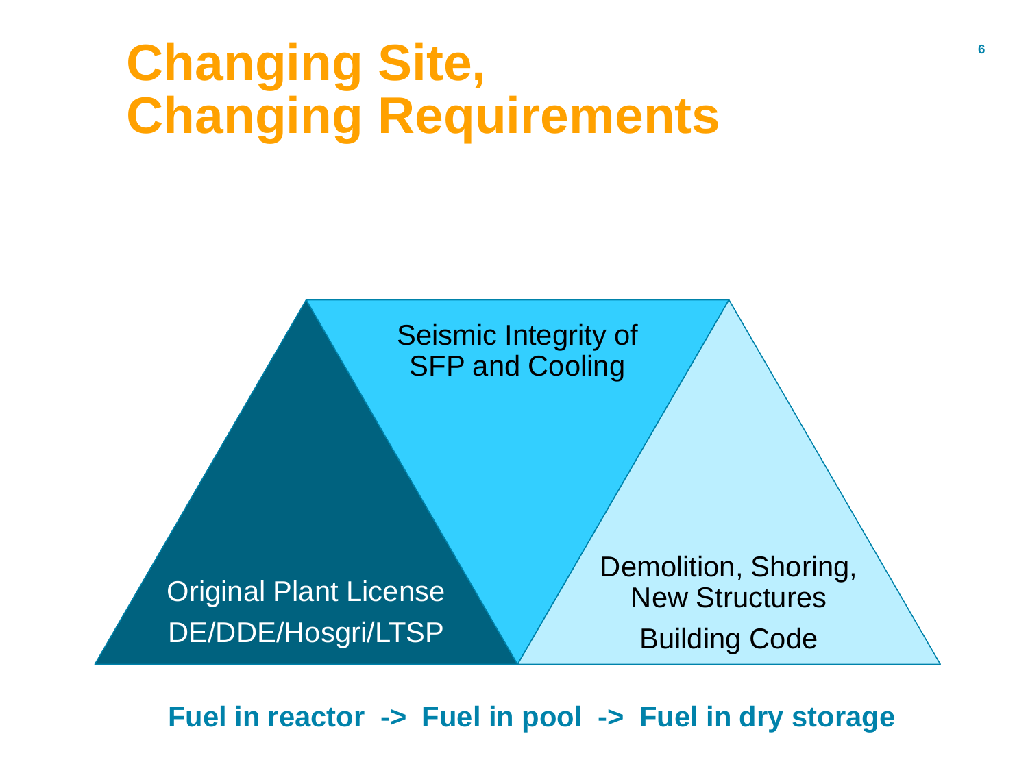# Changing Site, Changing Requirements

Seismic Integrity of SFP and Cooling

Original Plant License
DE/DDE/Hosgri/LTSP

Demolition, Shoring, New Structures
Building Code

**Fuel in reactor -> Fuel in pool -> Fuel in dry storage**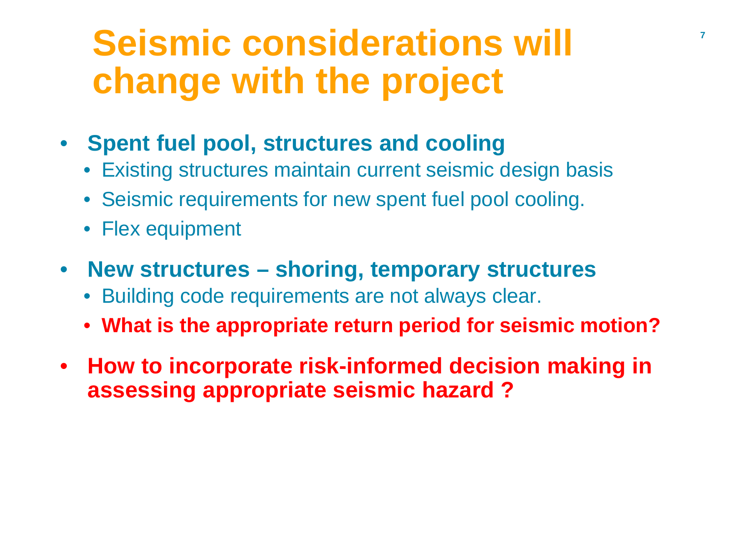# Seismic considerations will change with the project

- **Spent fuel pool, structures and cooling**
  - Existing structures maintain current seismic design basis
  - Seismic requirements for new spent fuel pool cooling.
  - Flex equipment
- **New structures – shoring, temporary structures**
  - Building code requirements are not always clear.
  - **What is the appropriate return period for seismic motion?**
- **How to incorporate risk-informed decision making in assessing appropriate seismic hazard ?**